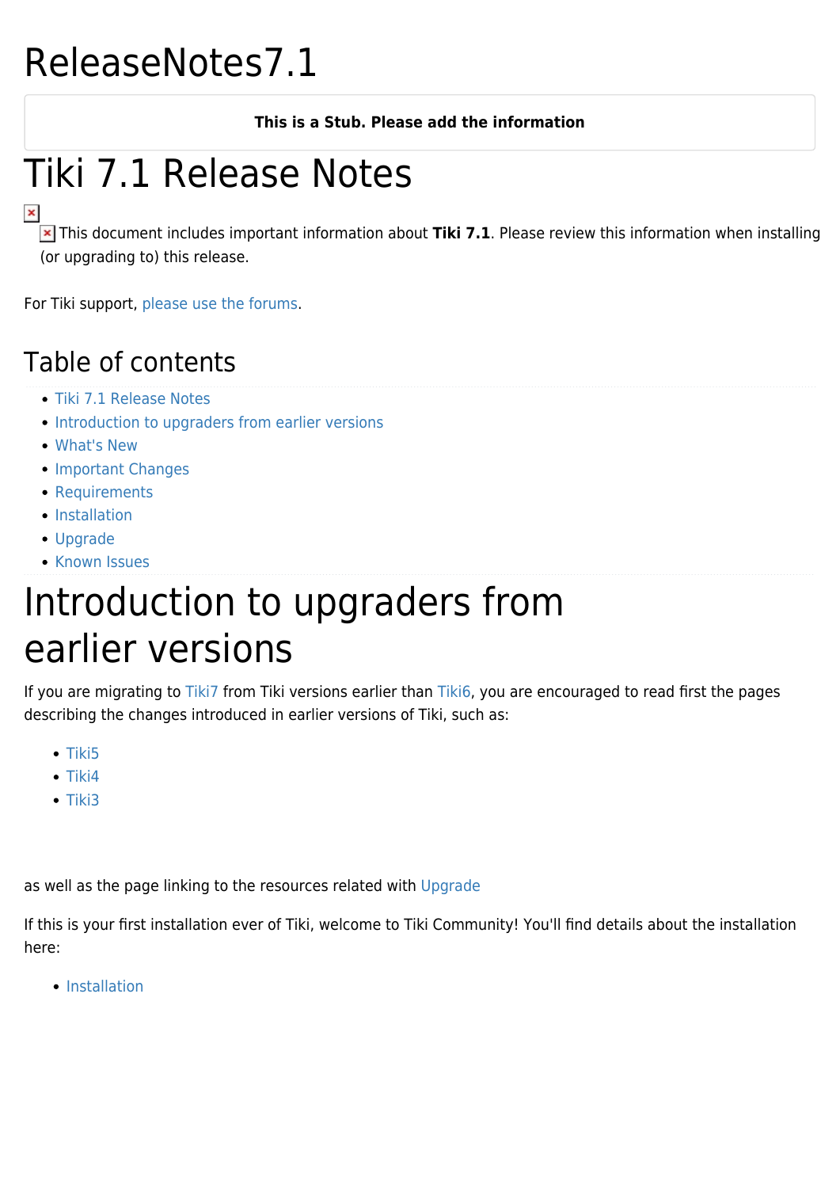# ReleaseNotes7.1

**This is a Stub. Please add the information**

# Tiki 7.1 Release Notes

This document includes important information about **Tiki 7.1**. Please review this information when installing (or upgrading to) this release.

For Tiki support, please use the forums.

## Table of contents

- Tiki 7.1 Release Notes
- Introduction to upgraders from earlier versions
- What's New
- Important Changes
- Requirements
- Installation
- Upgrade
- Known Issues

# Introduction to upgraders from earlier versions

If you are migrating to Tiki7 from Tiki versions earlier than Tiki6, you are encouraged to read first the pages describing the changes introduced in earlier versions of Tiki, such as:

- Tiki5
- Tiki4
- Tiki3

as well as the page linking to the resources related with Upgrade

If this is your first installation ever of Tiki, welcome to Tiki Community! You'll find details about the installation here:

- Installation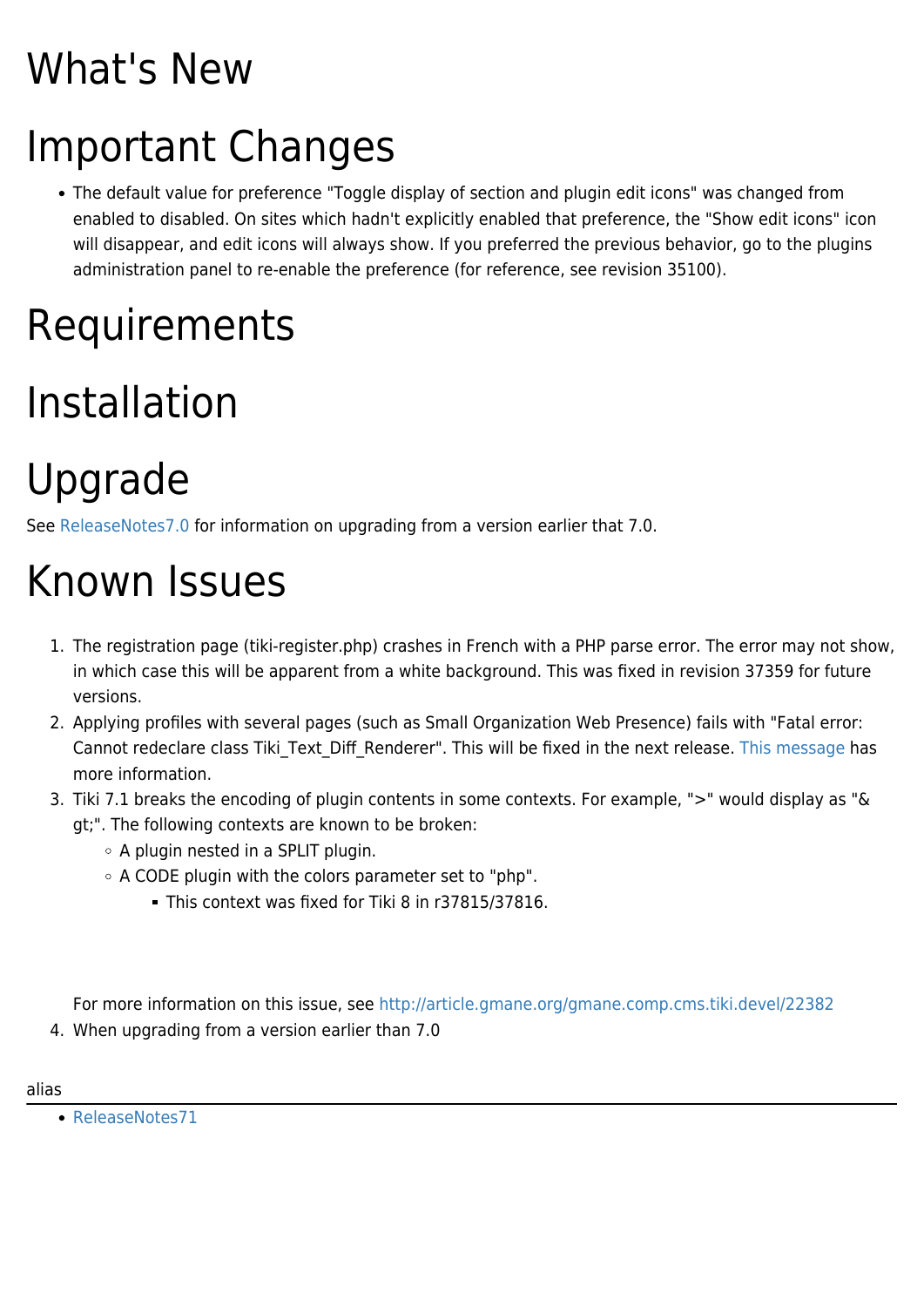# What's New

# Important Changes

- The default value for preference "Toggle display of section and plugin edit icons" was changed from enabled to disabled. On sites which hadn't explicitly enabled that preference, the "Show edit icons" icon will disappear, and edit icons will always show. If you preferred the previous behavior, go to the plugins administration panel to re-enable the preference (for reference, see revision 35100).

# Requirements

# Installation

# Upgrade

See ReleaseNotes7.0 for information on upgrading from a version earlier that 7.0.

# Known Issues

1. The registration page (tiki-register.php) crashes in French with a PHP parse error. The error may not show, in which case this will be apparent from a white background. This was fixed in revision 37359 for future versions.
2. Applying profiles with several pages (such as Small Organization Web Presence) fails with "Fatal error: Cannot redeclare class Tiki_Text_Diff_Renderer". This will be fixed in the next release. This message has more information.
3. Tiki 7.1 breaks the encoding of plugin contents in some contexts. For example, ">" would display as "&gt;". The following contexts are known to be broken:
   - A plugin nested in a SPLIT plugin.
   - A CODE plugin with the colors parameter set to "php".
     - This context was fixed for Tiki 8 in r37815/37816.

   For more information on this issue, see http://article.gmane.org/gmane.comp.cms.tiki.devel/22382
4. When upgrading from a version earlier than 7.0

alias

---

- ReleaseNotes71